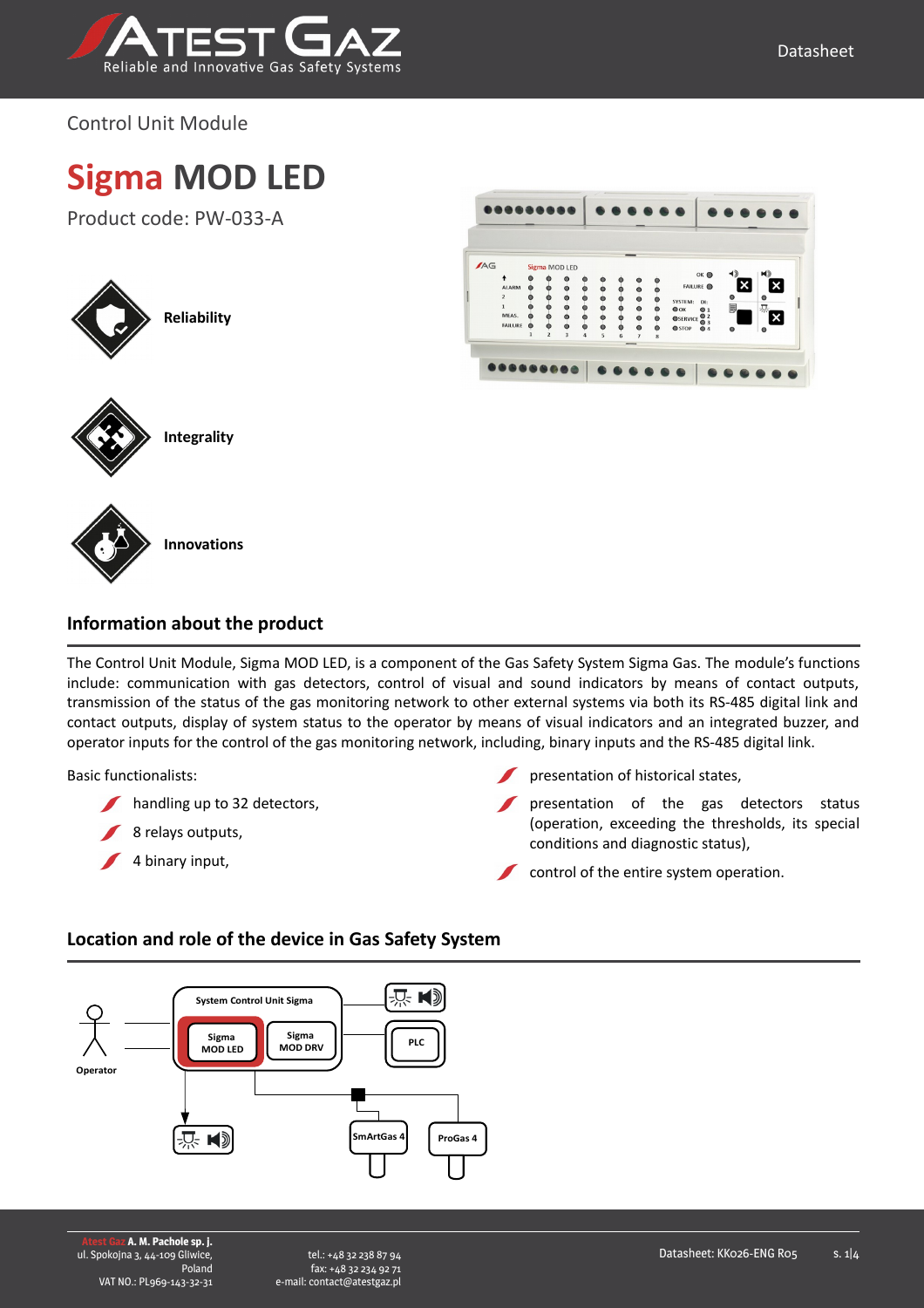Control Unit Module

# Sigma MOD LED

Product code: PW-033-A

**Reliability**

**Integrality**

**Innovations**

## Information about the product

The Control Unit Module, Sigma MOD LED, is a component of the Gas Safety System Sigma Gas. The module's functions include: communication with gas detectors, control of visual and sound indicators by means of contact outputs, transmission of the status of the gas monitoring network to other external systems via both its RS-485 digital link and contact outputs, display of system status to the operator by means of visual indicators and an integrated buzzer, and operator inputs for the control of the gas monitoring network, including, binary inputs and the RS-485 digital link.

Basic functionalists:

- handling up to 32 detectors,
- 8 relays outputs,
- 4 binary input,
- presentation of historical states,
- presentation of the gas detectors status (operation, exceeding the thresholds, its special conditions and diagnostic status),
- control of the entire system operation.

## Location and role of the device in Gas Safety System

Operator

System Control Unit Sigma

Sigma MOD LED

Sigma MOD DRV

PLC

SmArtGas 4

ProGas 4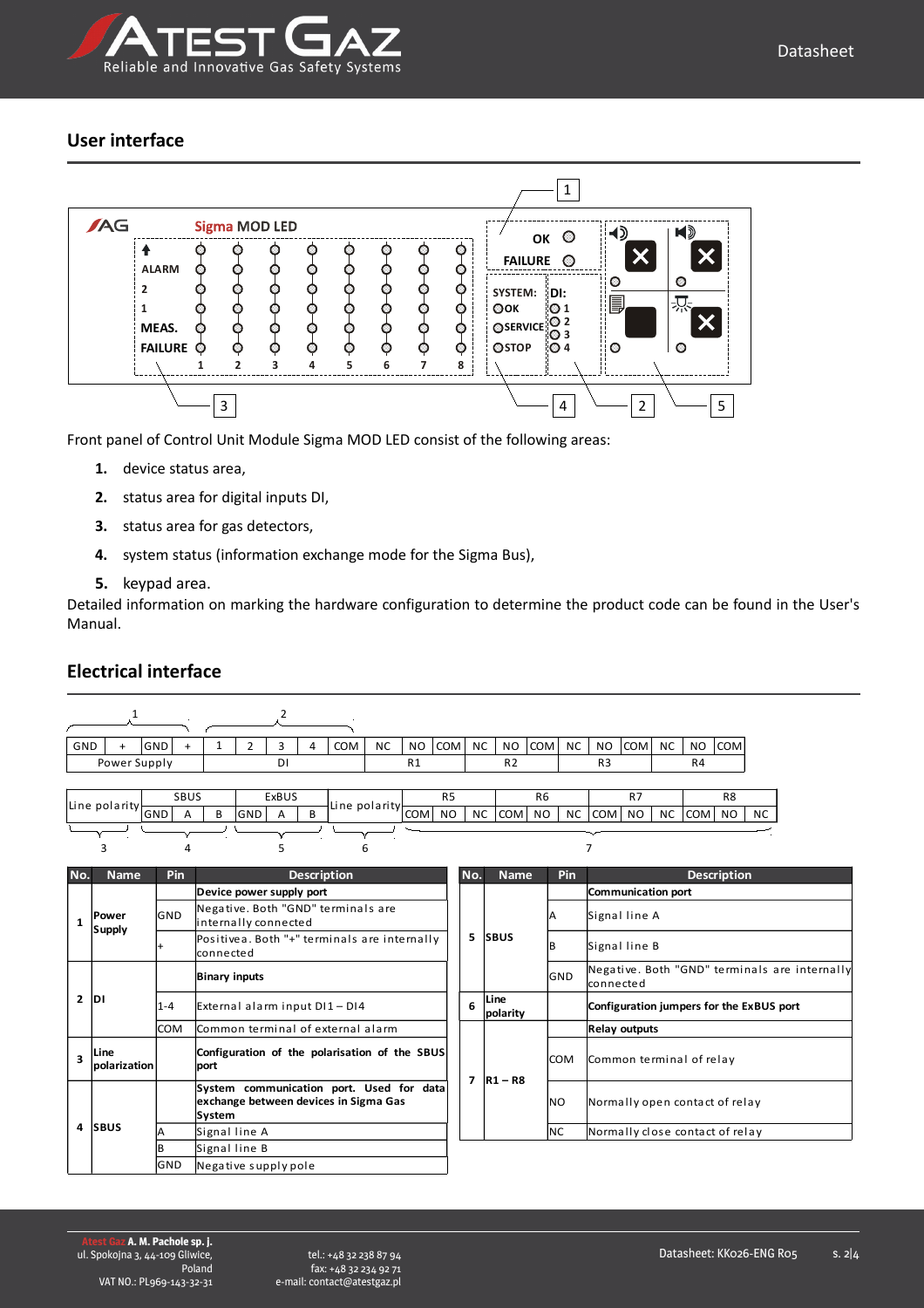## User interface

Front panel of Control Unit Module Sigma MOD LED consist of the following areas:

1. device status area,
2. status area for digital inputs DI,
3. status area for gas detectors,
4. system status (information exchange mode for the Sigma Bus),
5. keypad area.

Detailed information on marking the hardware configuration to determine the product code can be found in the User's Manual.

## Electrical interface

| No. | Name | Pin | Description |
|---|---|---|---|
| 1 | Power Supply | | **Device power supply port** |
| | | GND | Negative. Both "GND" terminals are internally connected |
| | | + | Positivea. Both "+" terminals are internally connected |
| 2 | DI | | **Binary inputs** |
| | | 1-4 | External alarm input DI1 – DI4 |
| | | COM | Common terminal of external alarm |
| 3 | Line polarization | | **Configuration of the polarisation of the SBUS port** |
| 4 | SBUS | | **System communication port. Used for data exchange between devices in Sigma Gas System** |
| | | A | Signal line A |
| | | B | Signal line B |
| | | GND | Negative supply pole |

| No. | Name | Pin | Description |
|---|---|---|---|
| 5 | SBUS | | **Communication port** |
| | | A | Signal line A |
| | | B | Signal line B |
| | | GND | Negative. Both "GND" terminals are internally connected |
| 6 | Line polarity | | **Configuration jumpers for the ExBUS port** |
| 7 | R1 – R8 | | **Relay outputs** |
| | | COM | Common terminal of relay |
| | | NO | Normally open contact of relay |
| | | NC | Normally close contact of relay |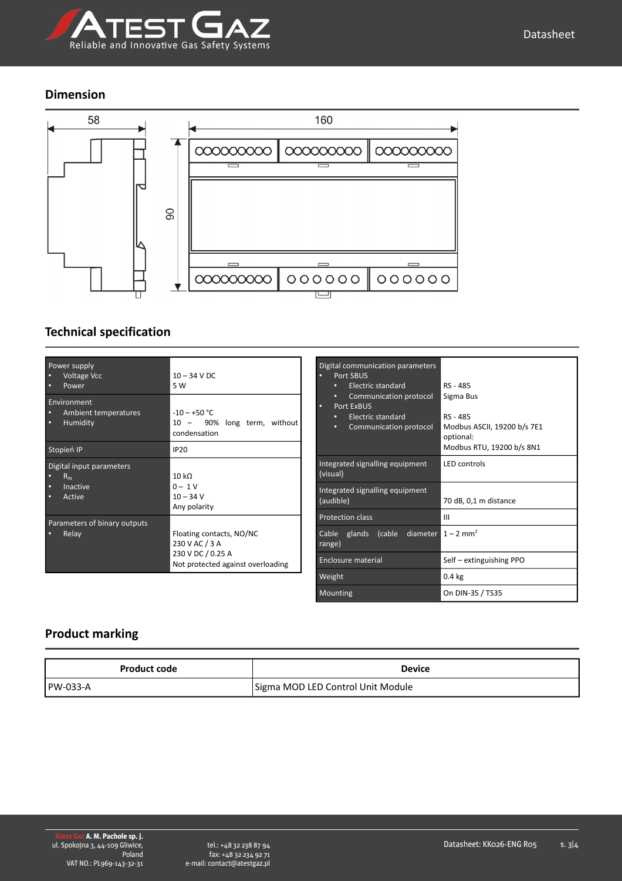## Dimension

58

160

90

## Technical specification

| | |
|---|---|
| Power supply<br>• Voltage Vcc<br>• Power | 10 – 34 V DC<br>5 W |
| Environment<br>• Ambient temperatures<br>• Humidity | -10 – +50 °C<br>10 – 90% long term, without condensation |
| Stopień IP | IP20 |
| Digital input parameters<br>• $R_{IN}$<br>• Inactive<br>• Active | 10 kΩ<br>0 – 1 V<br>10 – 34 V<br>Any polarity |
| Parameters of binary outputs<br>• Relay | Floating contacts, NO/NC<br>230 V AC / 3 A<br>230 V DC / 0.25 A<br>Not protected against overloading |

| | |
|---|---|
| Digital communication parameters<br>• Port SBUS<br>  • Electric standard<br>  • Communication protocol<br>• Port ExBUS<br>  • Electric standard<br>  • Communication protocol | RS - 485<br>Sigma Bus<br><br>RS - 485<br>Modbus ASCII, 19200 b/s 7E1<br>optional:<br>Modbus RTU, 19200 b/s 8N1 |
| Integrated signalling equipment (visual) | LED controls |
| Integrated signalling equipment (audible) | 70 dB, 0,1 m distance |
| Protection class | III |
| Cable glands (cable diameter range) | 1 – 2 $mm^2$ |
| Enclosure material | Self – extinguishing PPO |
| Weight | 0.4 kg |
| Mounting | On DIN-35 / TS35 |

## Product marking

| Product code | Device |
|---|---|
| PW-033-A | Sigma MOD LED Control Unit Module |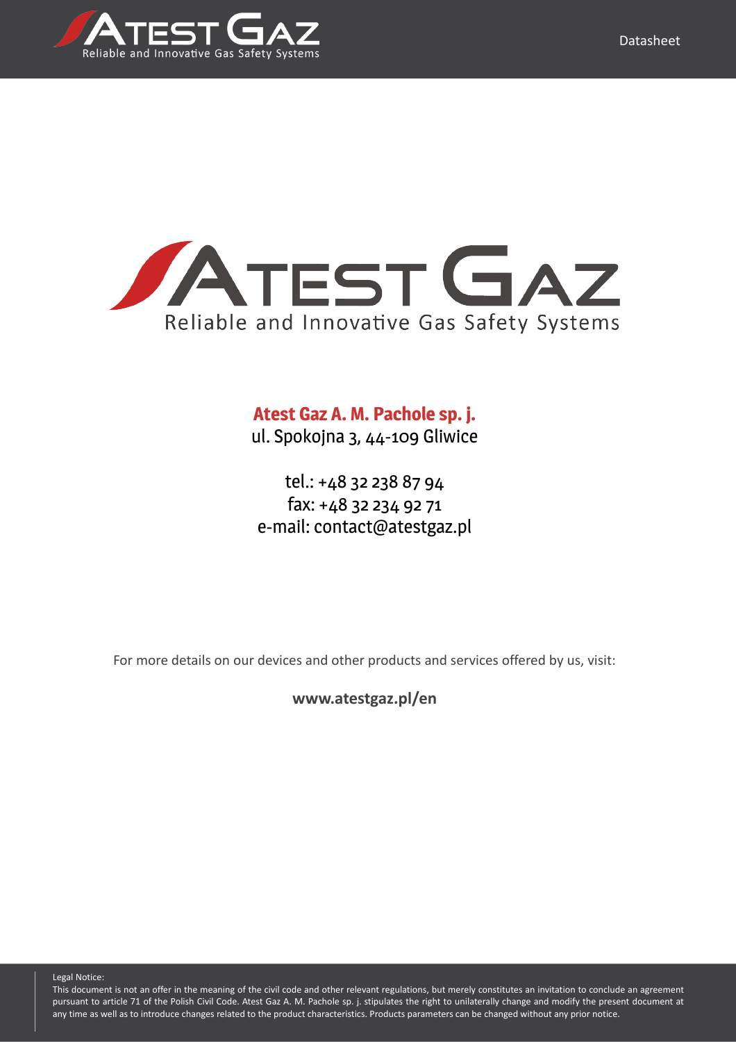ATEST GAZ

Reliable and Innovative Gas Safety Systems

**Atest Gaz A. M. Pachole sp. j.**
ul. Spokojna 3, 44-109 Gliwice

tel.: +48 32 238 87 94
fax: +48 32 234 92 71
e-mail: contact@atestgaz.pl

For more details on our devices and other products and services offered by us, visit:

**www.atestgaz.pl/en**

Legal Notice:
This document is not an offer in the meaning of the civil code and other relevant regulations, but merely constitutes an invitation to conclude an agreement pursuant to article 71 of the Polish Civil Code. Atest Gaz A. M. Pachole sp. j. stipulates the right to unilaterally change and modify the present document at any time as well as to introduce changes related to the product characteristics. Products parameters can be changed without any prior notice.